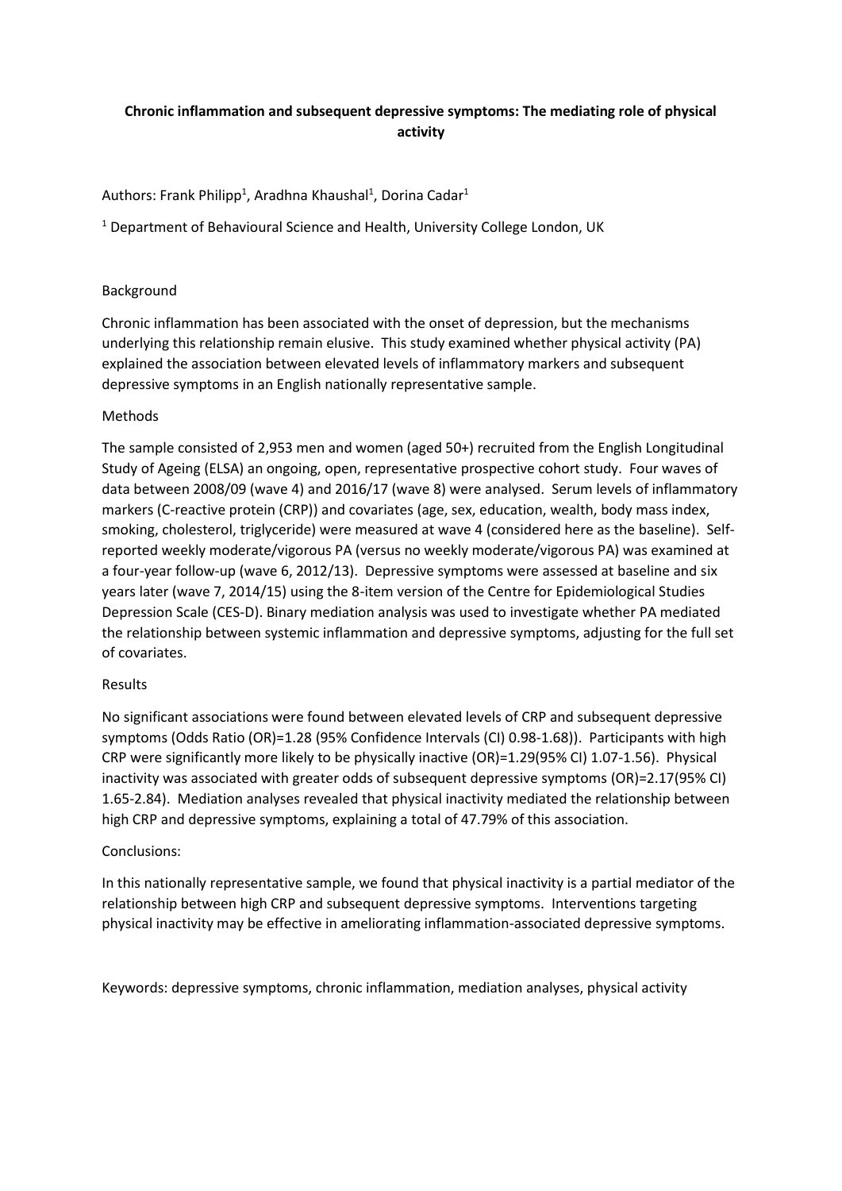# Chronic inflammation and subsequent depressive symptoms: The mediating role of physical activity

Authors: Frank Philipp[1], Aradhna Khaushal[1], Dorina Cadar[1]

[1] Department of Behavioural Science and Health, University College London, UK

## Background

Chronic inflammation has been associated with the onset of depression, but the mechanisms underlying this relationship remain elusive. This study examined whether physical activity (PA) explained the association between elevated levels of inflammatory markers and subsequent depressive symptoms in an English nationally representative sample.

## Methods

The sample consisted of 2,953 men and women (aged 50+) recruited from the English Longitudinal Study of Ageing (ELSA) an ongoing, open, representative prospective cohort study. Four waves of data between 2008/09 (wave 4) and 2016/17 (wave 8) were analysed. Serum levels of inflammatory markers (C-reactive protein (CRP)) and covariates (age, sex, education, wealth, body mass index, smoking, cholesterol, triglyceride) were measured at wave 4 (considered here as the baseline). Self-reported weekly moderate/vigorous PA (versus no weekly moderate/vigorous PA) was examined at a four-year follow-up (wave 6, 2012/13). Depressive symptoms were assessed at baseline and six years later (wave 7, 2014/15) using the 8-item version of the Centre for Epidemiological Studies Depression Scale (CES-D). Binary mediation analysis was used to investigate whether PA mediated the relationship between systemic inflammation and depressive symptoms, adjusting for the full set of covariates.

## Results

No significant associations were found between elevated levels of CRP and subsequent depressive symptoms (Odds Ratio (OR)=1.28 (95% Confidence Intervals (CI) 0.98-1.68)). Participants with high CRP were significantly more likely to be physically inactive (OR)=1.29(95% CI) 1.07-1.56). Physical inactivity was associated with greater odds of subsequent depressive symptoms (OR)=2.17(95% CI) 1.65-2.84). Mediation analyses revealed that physical inactivity mediated the relationship between high CRP and depressive symptoms, explaining a total of 47.79% of this association.

## Conclusions:

In this nationally representative sample, we found that physical inactivity is a partial mediator of the relationship between high CRP and subsequent depressive symptoms. Interventions targeting physical inactivity may be effective in ameliorating inflammation-associated depressive symptoms.

Keywords: depressive symptoms, chronic inflammation, mediation analyses, physical activity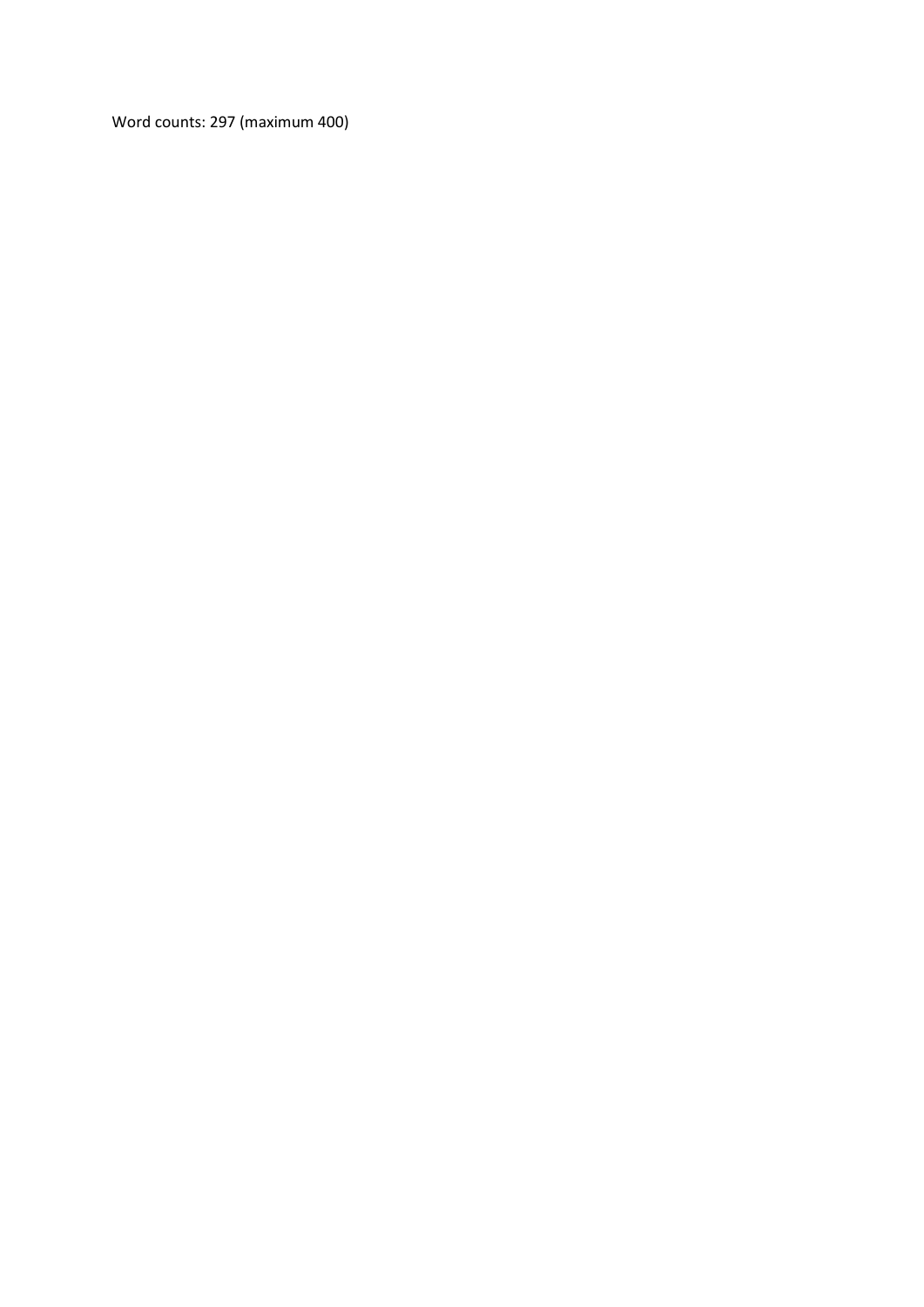Word counts: 297 (maximum 400)